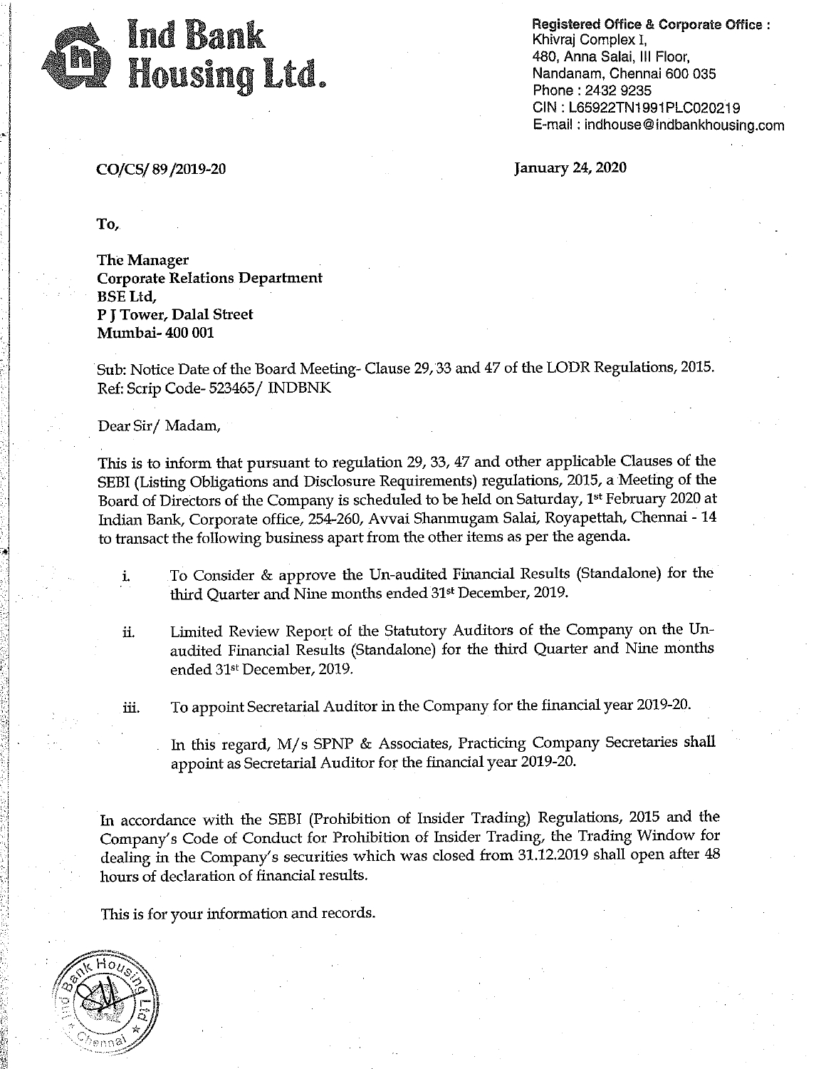# Ind Bank Housing Ltd.

**Registered Office & Corporate Office :**
Khivraj Complex I,
480, Anna Salai, III Floor,
Nandanam, Chennai 600 035
Phone : 2432 9235
CIN : L65922TN1991PLC020219
E-mail : indhouse@indbankhousing.com

CO/CS/ 89 /2019-20

January 24, 2020

To,

The Manager
Corporate Relations Department
BSE Ltd,
P J Tower, Dalal Street
Mumbai- 400 001

Sub: Notice Date of the Board Meeting- Clause 29, 33 and 47 of the LODR Regulations, 2015.
Ref: Scrip Code- 523465/ INDBNK

Dear Sir/ Madam,

This is to inform that pursuant to regulation 29, 33, 47 and other applicable Clauses of the SEBI (Listing Obligations and Disclosure Requirements) regulations, 2015, a Meeting of the Board of Directors of the Company is scheduled to be held on Saturday, 1st February 2020 at Indian Bank, Corporate office, 254-260, Avvai Shanmugam Salai, Royapettah, Chennai - 14 to transact the following business apart from the other items as per the agenda.

i. To Consider & approve the Un-audited Financial Results (Standalone) for the third Quarter and Nine months ended 31st December, 2019.

ii. Limited Review Report of the Statutory Auditors of the Company on the Un-audited Financial Results (Standalone) for the third Quarter and Nine months ended 31st December, 2019.

iii. To appoint Secretarial Auditor in the Company for the financial year 2019-20.

   In this regard, M/s SPNP & Associates, Practicing Company Secretaries shall appoint as Secretarial Auditor for the financial year 2019-20.

In accordance with the SEBI (Prohibition of Insider Trading) Regulations, 2015 and the Company's Code of Conduct for Prohibition of Insider Trading, the Trading Window for dealing in the Company's securities which was closed from 31.12.2019 shall open after 48 hours of declaration of financial results.

This is for your information and records.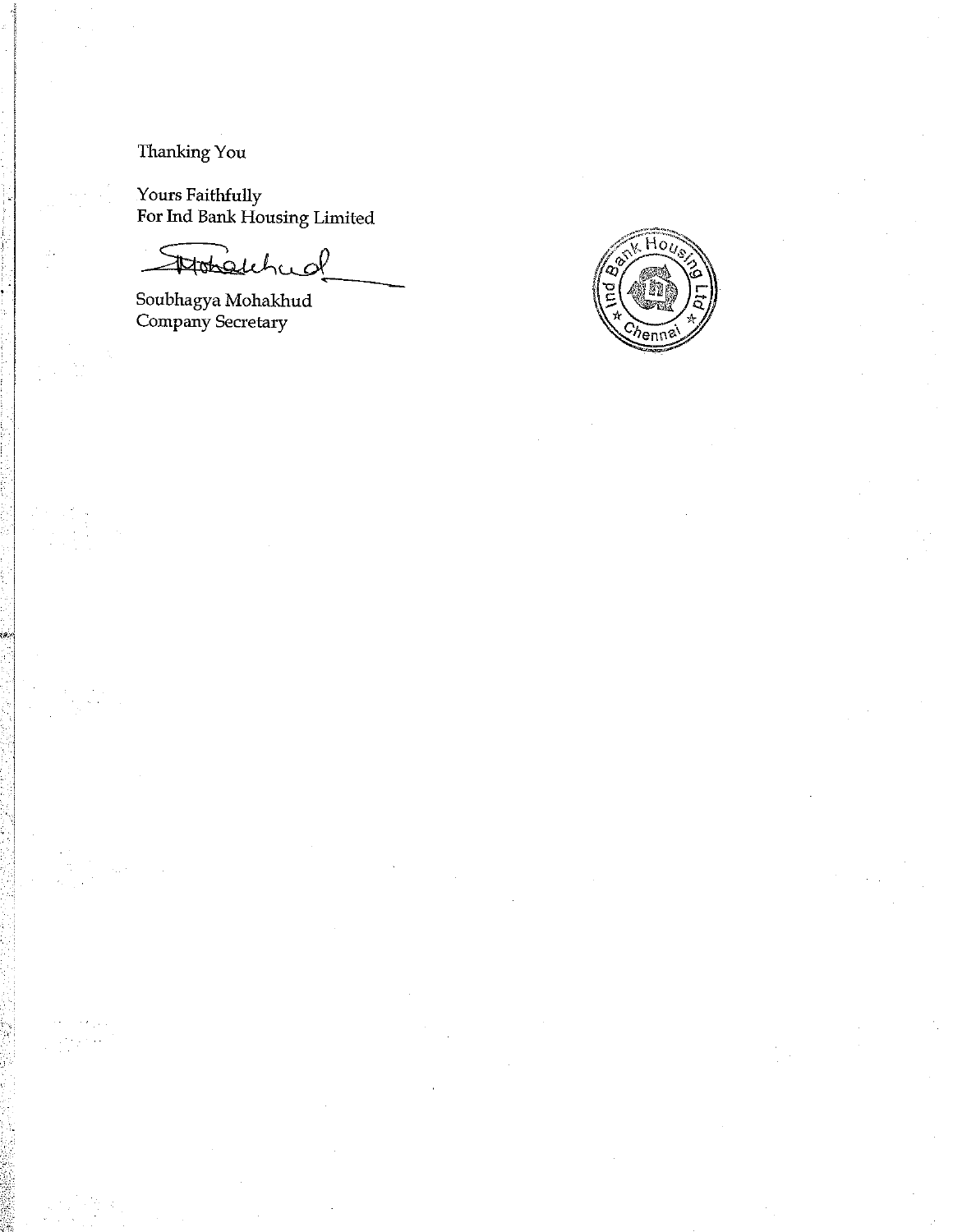Thanking You

Yours Faithfully
For Ind Bank Housing Limited

Soubhagya Mohakhud
Company Secretary